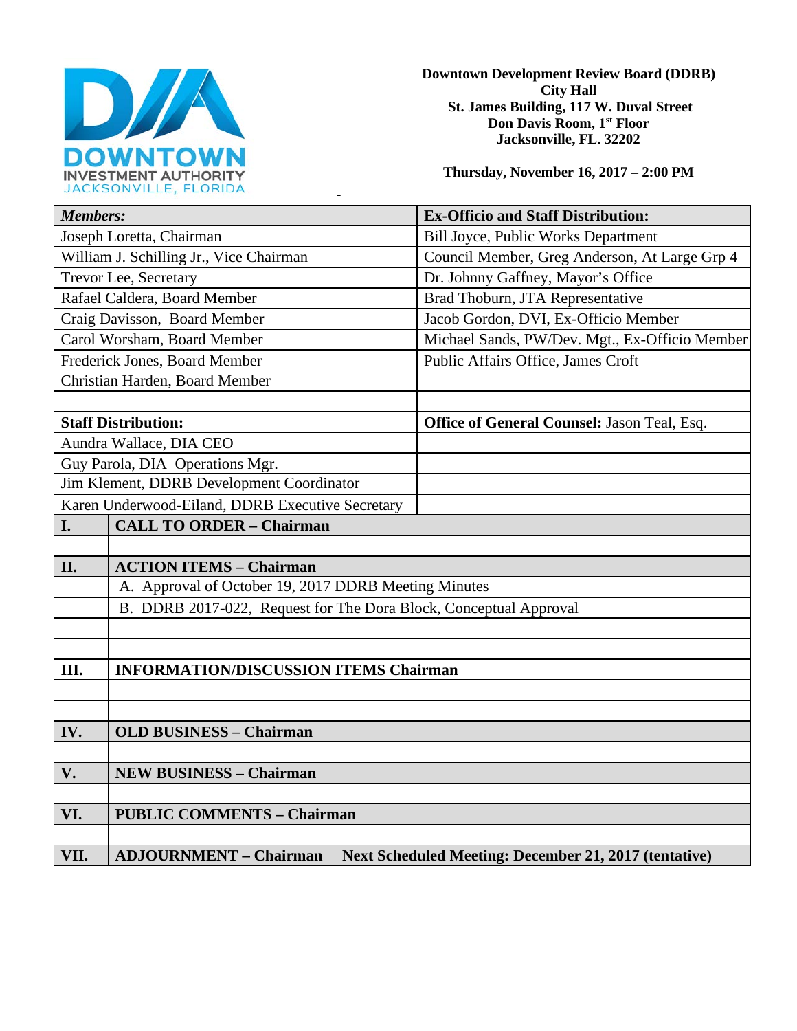DOWNTOWN INVESTMENT AUTHORITY
JACKSONVILLE, FLORIDA

**Downtown Development Review Board (DDRB)**
**City Hall**
**St. James Building, 117 W. Duval Street**
**Don Davis Room, 1st Floor**
**Jacksonville, FL. 32202**

**Thursday, November 16, 2017 – 2:00 PM**

| ***Members:*** | **Ex-Officio and Staff Distribution:** |
|---|---|
| Joseph Loretta, Chairman | Bill Joyce, Public Works Department |
| William J. Schilling Jr., Vice Chairman | Council Member, Greg Anderson, At Large Grp 4 |
| Trevor Lee, Secretary | Dr. Johnny Gaffney, Mayor's Office |
| Rafael Caldera, Board Member | Brad Thoburn, JTA Representative |
| Craig Davisson, Board Member | Jacob Gordon, DVI, Ex-Officio Member |
| Carol Worsham, Board Member | Michael Sands, PW/Dev. Mgt., Ex-Officio Member |
| Frederick Jones, Board Member | Public Affairs Office, James Croft |
| Christian Harden, Board Member | |
| | |
| **Staff Distribution:** | **Office of General Counsel:** Jason Teal, Esq. |
| Aundra Wallace, DIA CEO | |
| Guy Parola, DIA Operations Mgr. | |
| Jim Klement, DDRB Development Coordinator | |
| Karen Underwood-Eiland, DDRB Executive Secretary | |

| | |
|---|---|
| **I.** | **CALL TO ORDER – Chairman** |
| | |
| **II.** | **ACTION ITEMS – Chairman** |
| | A. Approval of October 19, 2017 DDRB Meeting Minutes |
| | B. DDRB 2017-022, Request for The Dora Block, Conceptual Approval |
| | |
| | |
| **III.** | **INFORMATION/DISCUSSION ITEMS Chairman** |
| | |
| | |
| **IV.** | **OLD BUSINESS – Chairman** |
| | |
| **V.** | **NEW BUSINESS – Chairman** |
| | |
| **VI.** | **PUBLIC COMMENTS – Chairman** |
| | |
| **VII.** | **ADJOURNMENT – Chairman Next Scheduled Meeting: December 21, 2017 (tentative)** |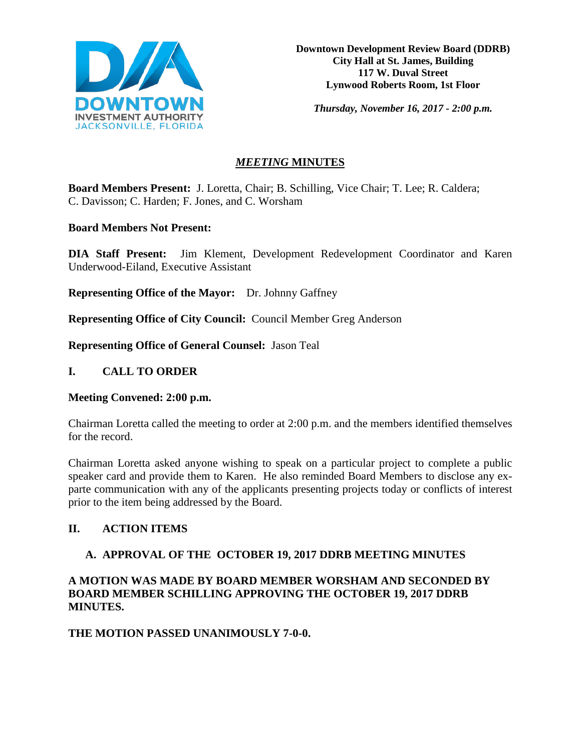**Downtown Development Review Board (DDRB)**
**City Hall at St. James, Building**
**117 W. Duval Street**
**Lynwood Roberts Room, 1st Floor**

***Thursday, November 16, 2017 - 2:00 p.m.***

# *MEETING* MINUTES

**Board Members Present:** J. Loretta, Chair; B. Schilling, Vice Chair; T. Lee; R. Caldera; C. Davisson; C. Harden; F. Jones, and C. Worsham

**Board Members Not Present:**

**DIA Staff Present:** Jim Klement, Development Redevelopment Coordinator and Karen Underwood-Eiland, Executive Assistant

**Representing Office of the Mayor:** Dr. Johnny Gaffney

**Representing Office of City Council:** Council Member Greg Anderson

**Representing Office of General Counsel:** Jason Teal

## I. CALL TO ORDER

**Meeting Convened: 2:00 p.m.**

Chairman Loretta called the meeting to order at 2:00 p.m. and the members identified themselves for the record.

Chairman Loretta asked anyone wishing to speak on a particular project to complete a public speaker card and provide them to Karen. He also reminded Board Members to disclose any ex-parte communication with any of the applicants presenting projects today or conflicts of interest prior to the item being addressed by the Board.

## II. ACTION ITEMS

### A. APPROVAL OF THE OCTOBER 19, 2017 DDRB MEETING MINUTES

**A MOTION WAS MADE BY BOARD MEMBER WORSHAM AND SECONDED BY BOARD MEMBER SCHILLING APPROVING THE OCTOBER 19, 2017 DDRB MINUTES.**

**THE MOTION PASSED UNANIMOUSLY 7-0-0.**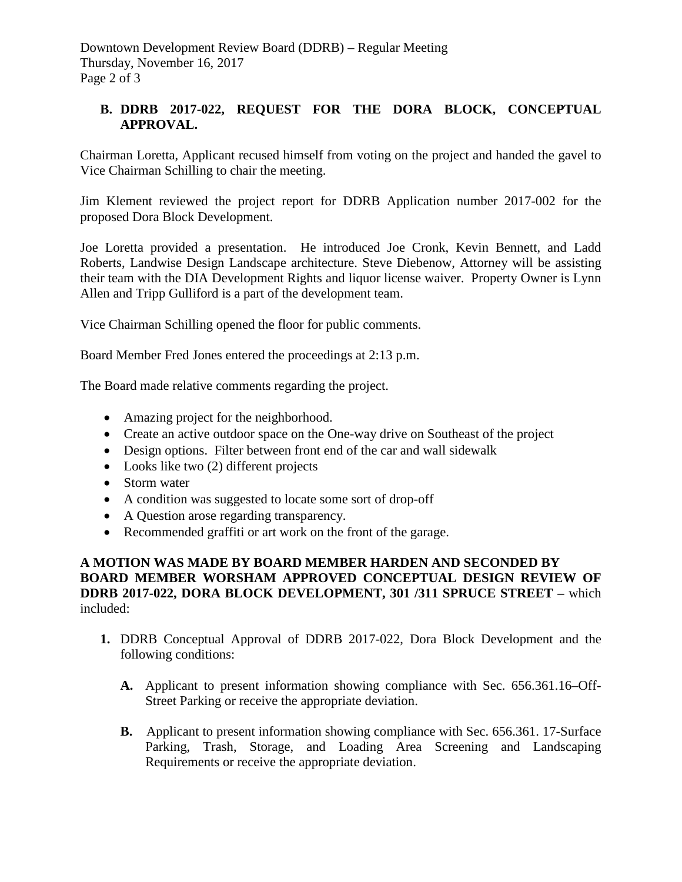**B. DDRB 2017-022, REQUEST FOR THE DORA BLOCK, CONCEPTUAL APPROVAL.**

Chairman Loretta, Applicant recused himself from voting on the project and handed the gavel to Vice Chairman Schilling to chair the meeting.

Jim Klement reviewed the project report for DDRB Application number 2017-002 for the proposed Dora Block Development.

Joe Loretta provided a presentation. He introduced Joe Cronk, Kevin Bennett, and Ladd Roberts, Landwise Design Landscape architecture. Steve Diebenow, Attorney will be assisting their team with the DIA Development Rights and liquor license waiver. Property Owner is Lynn Allen and Tripp Gulliford is a part of the development team.

Vice Chairman Schilling opened the floor for public comments.

Board Member Fred Jones entered the proceedings at 2:13 p.m.

The Board made relative comments regarding the project.

- Amazing project for the neighborhood.
- Create an active outdoor space on the One-way drive on Southeast of the project
- Design options. Filter between front end of the car and wall sidewalk
- Looks like two (2) different projects
- Storm water
- A condition was suggested to locate some sort of drop-off
- A Question arose regarding transparency.
- Recommended graffiti or art work on the front of the garage.

**A MOTION WAS MADE BY BOARD MEMBER HARDEN AND SECONDED BY BOARD MEMBER WORSHAM APPROVED CONCEPTUAL DESIGN REVIEW OF DDRB 2017-022, DORA BLOCK DEVELOPMENT, 301 /311 SPRUCE STREET –** which included:

1. DDRB Conceptual Approval of DDRB 2017-022, Dora Block Development and the following conditions:

   **A.** Applicant to present information showing compliance with Sec. 656.361.16–Off-Street Parking or receive the appropriate deviation.

   **B.** Applicant to present information showing compliance with Sec. 656.361. 17-Surface Parking, Trash, Storage, and Loading Area Screening and Landscaping Requirements or receive the appropriate deviation.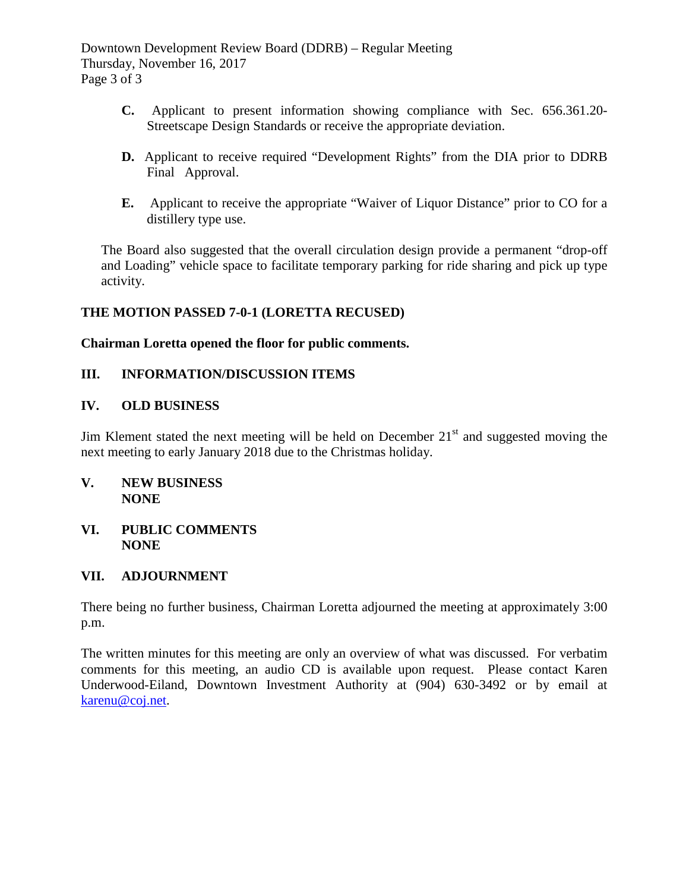**C.** Applicant to present information showing compliance with Sec. 656.361.20- Streetscape Design Standards or receive the appropriate deviation.

**D.** Applicant to receive required "Development Rights" from the DIA prior to DDRB Final Approval.

**E.** Applicant to receive the appropriate "Waiver of Liquor Distance" prior to CO for a distillery type use.

The Board also suggested that the overall circulation design provide a permanent "drop-off and Loading" vehicle space to facilitate temporary parking for ride sharing and pick up type activity.

**THE MOTION PASSED 7-0-1 (LORETTA RECUSED)**

**Chairman Loretta opened the floor for public comments.**

## III. INFORMATION/DISCUSSION ITEMS

## IV. OLD BUSINESS

Jim Klement stated the next meeting will be held on December 21st and suggested moving the next meeting to early January 2018 due to the Christmas holiday.

## V. NEW BUSINESS

**NONE**

## VI. PUBLIC COMMENTS

**NONE**

## VII. ADJOURNMENT

There being no further business, Chairman Loretta adjourned the meeting at approximately 3:00 p.m.

The written minutes for this meeting are only an overview of what was discussed. For verbatim comments for this meeting, an audio CD is available upon request. Please contact Karen Underwood-Eiland, Downtown Investment Authority at (904) 630-3492 or by email at karenu@coj.net.